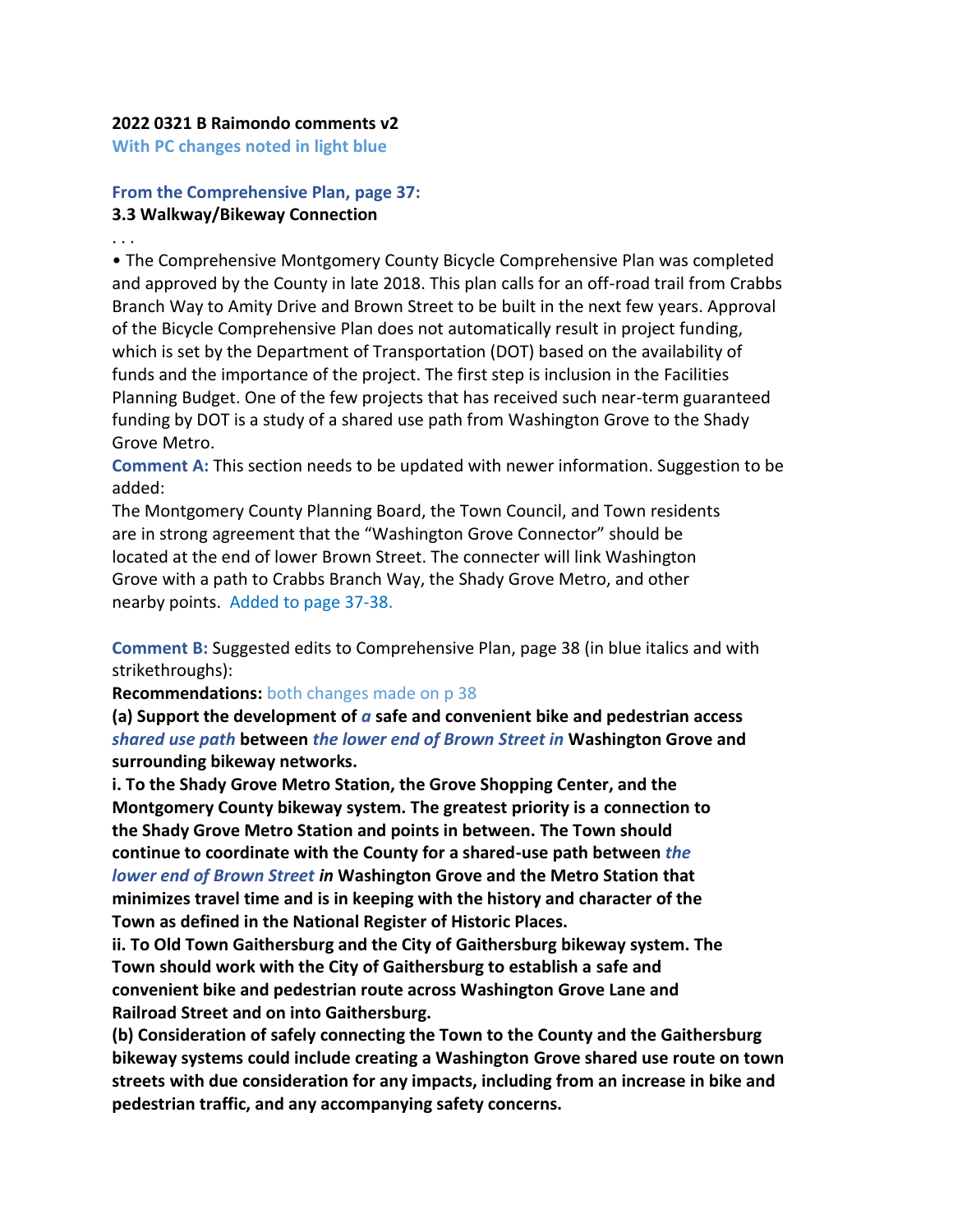**2022 0321 B Raimondo comments v2**

With PC changes noted in light blue

**From the Comprehensive Plan, page 37:**

**3.3 Walkway/Bikeway Connection**

. . .

• The Comprehensive Montgomery County Bicycle Comprehensive Plan was completed and approved by the County in late 2018. This plan calls for an off-road trail from Crabbs Branch Way to Amity Drive and Brown Street to be built in the next few years. Approval of the Bicycle Comprehensive Plan does not automatically result in project funding, which is set by the Department of Transportation (DOT) based on the availability of funds and the importance of the project. The first step is inclusion in the Facilities Planning Budget. One of the few projects that has received such near-term guaranteed funding by DOT is a study of a shared use path from Washington Grove to the Shady Grove Metro.

**Comment A:** This section needs to be updated with newer information. Suggestion to be added:

The Montgomery County Planning Board, the Town Council, and Town residents are in strong agreement that the "Washington Grove Connector" should be located at the end of lower Brown Street. The connecter will link Washington Grove with a path to Crabbs Branch Way, the Shady Grove Metro, and other nearby points. Added to page 37-38.

**Comment B:** Suggested edits to Comprehensive Plan, page 38 (in blue italics and with strikethroughs):

**Recommendations:** both changes made on p 38

**(a) Support the development of *a* safe and convenient bike and pedestrian access *shared use path* between *the lower end of Brown Street in* Washington Grove and surrounding bikeway networks.**

**i. To the Shady Grove Metro Station, the Grove Shopping Center, and the Montgomery County bikeway system. The greatest priority is a connection to the Shady Grove Metro Station and points in between. The Town should continue to coordinate with the County for a shared-use path between *the lower end of Brown Street in* Washington Grove and the Metro Station that minimizes travel time and is in keeping with the history and character of the Town as defined in the National Register of Historic Places.**

**ii. To Old Town Gaithersburg and the City of Gaithersburg bikeway system. The Town should work with the City of Gaithersburg to establish a safe and convenient bike and pedestrian route across Washington Grove Lane and Railroad Street and on into Gaithersburg.**

**(b) Consideration of safely connecting the Town to the County and the Gaithersburg bikeway systems could include creating a Washington Grove shared use route on town streets with due consideration for any impacts, including from an increase in bike and pedestrian traffic, and any accompanying safety concerns.**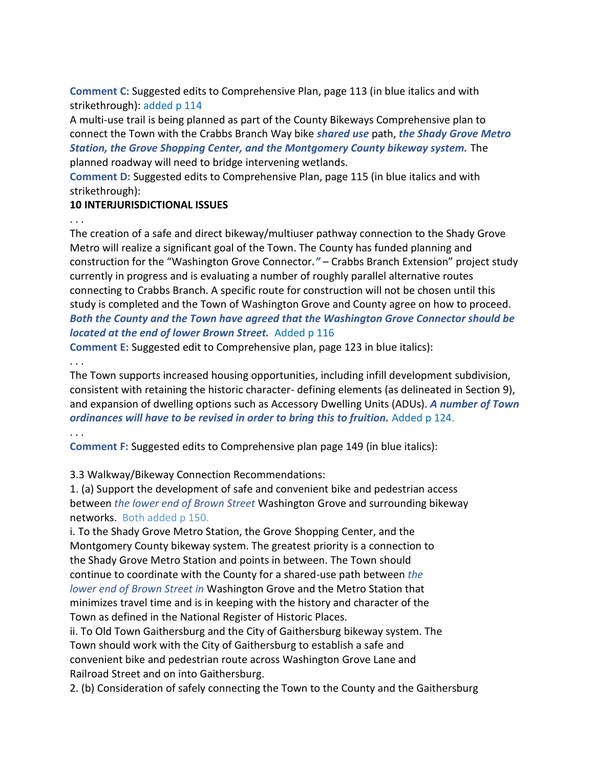**Comment C:** Suggested edits to Comprehensive Plan, page 113 (in blue italics and with strikethrough): added p 114

A multi-use trail is being planned as part of the County Bikeways Comprehensive plan to connect the Town with the Crabbs Branch Way bike ***shared use*** path, ***the Shady Grove Metro Station, the Grove Shopping Center, and the Montgomery County bikeway system.*** The planned roadway will need to bridge intervening wetlands.

**Comment D:** Suggested edits to Comprehensive Plan, page 115 (in blue italics and with strikethrough):

**10 INTERJURISDICTIONAL ISSUES**

. . .

The creation of a safe and direct bikeway/multiuser pathway connection to the Shady Grove Metro will realize a significant goal of the Town. The County has funded planning and construction for the "Washington Grove Connector.*"* – Crabbs Branch Extension" project study currently in progress and is evaluating a number of roughly parallel alternative routes connecting to Crabbs Branch. A specific route for construction will not be chosen until this study is completed and the Town of Washington Grove and County agree on how to proceed. ***Both the County and the Town have agreed that the Washington Grove Connector should be located at the end of lower Brown Street.*** Added p 116

**Comment E:** Suggested edit to Comprehensive plan, page 123 in blue italics):

. . .

The Town supports increased housing opportunities, including infill development subdivision, consistent with retaining the historic character- defining elements (as delineated in Section 9), and expansion of dwelling options such as Accessory Dwelling Units (ADUs). ***A number of Town ordinances will have to be revised in order to bring this to fruition.*** Added p 124.

. . .

**Comment F:** Suggested edits to Comprehensive plan page 149 (in blue italics):

3.3 Walkway/Bikeway Connection Recommendations:

1. (a) Support the development of safe and convenient bike and pedestrian access between *the lower end of Brown Street* Washington Grove and surrounding bikeway networks. Both added p 150.

i. To the Shady Grove Metro Station, the Grove Shopping Center, and the Montgomery County bikeway system. The greatest priority is a connection to the Shady Grove Metro Station and points in between. The Town should continue to coordinate with the County for a shared-use path between *the lower end of Brown Street in* Washington Grove and the Metro Station that minimizes travel time and is in keeping with the history and character of the Town as defined in the National Register of Historic Places.

ii. To Old Town Gaithersburg and the City of Gaithersburg bikeway system. The Town should work with the City of Gaithersburg to establish a safe and convenient bike and pedestrian route across Washington Grove Lane and Railroad Street and on into Gaithersburg.

2. (b) Consideration of safely connecting the Town to the County and the Gaithersburg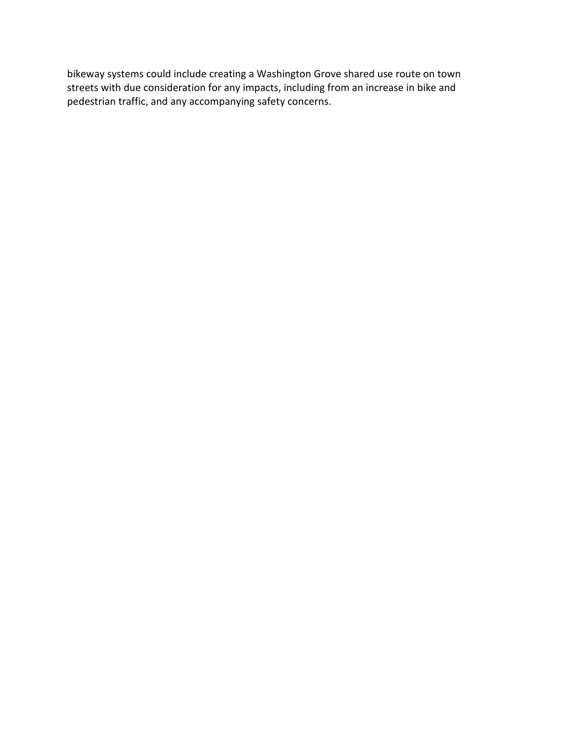bikeway systems could include creating a Washington Grove shared use route on town streets with due consideration for any impacts, including from an increase in bike and pedestrian traffic, and any accompanying safety concerns.